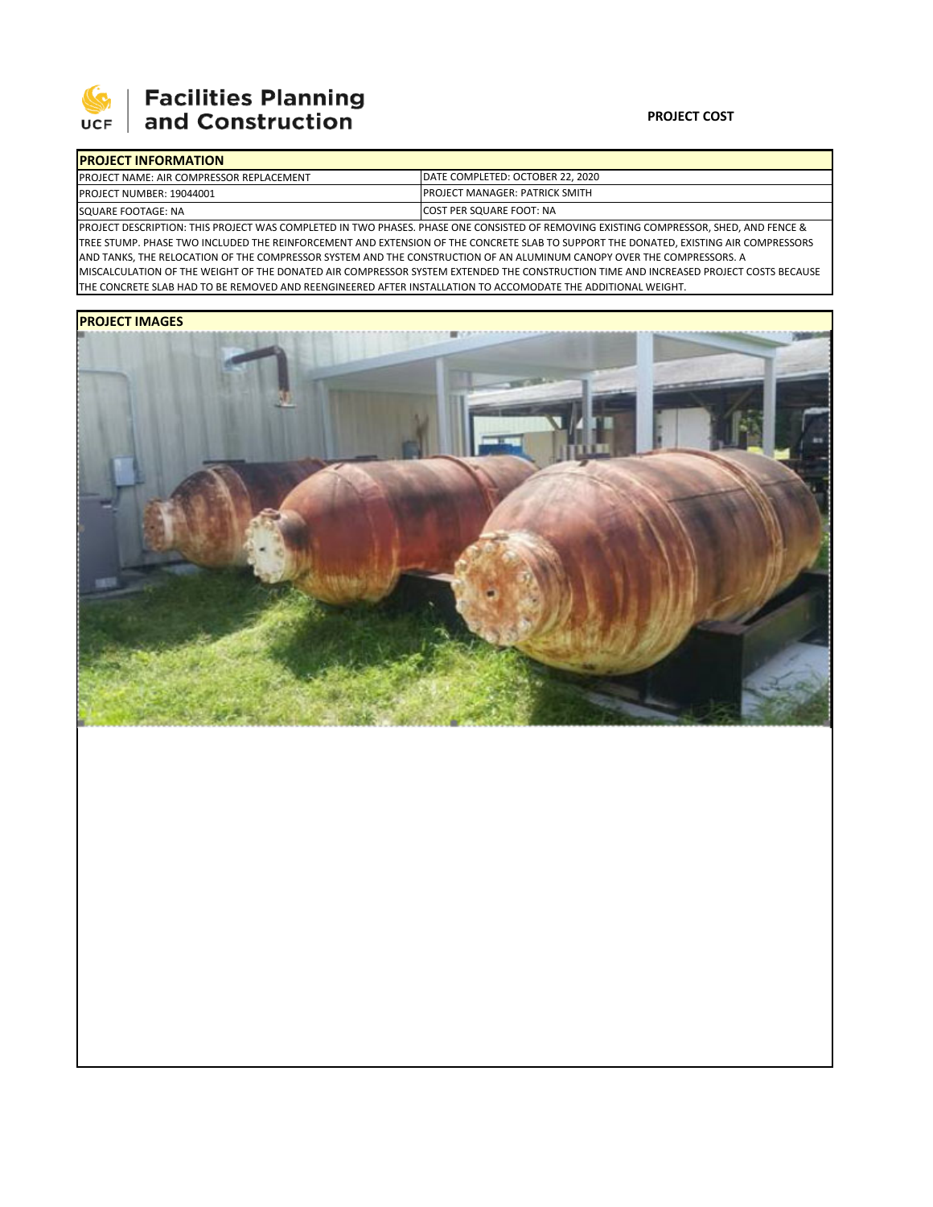Facilities Planning and Construction

**PROJECT COST**

| PROJECT INFORMATION | |
|---|---|
| PROJECT NAME: AIR COMPRESSOR REPLACEMENT | DATE COMPLETED: OCTOBER 22, 2020 |
| PROJECT NUMBER: 19044001 | PROJECT MANAGER: PATRICK SMITH |
| SQUARE FOOTAGE: NA | COST PER SQUARE FOOT: NA |

PROJECT DESCRIPTION: THIS PROJECT WAS COMPLETED IN TWO PHASES. PHASE ONE CONSISTED OF REMOVING EXISTING COMPRESSOR, SHED, AND FENCE & TREE STUMP. PHASE TWO INCLUDED THE REINFORCEMENT AND EXTENSION OF THE CONCRETE SLAB TO SUPPORT THE DONATED, EXISTING AIR COMPRESSORS AND TANKS, THE RELOCATION OF THE COMPRESSOR SYSTEM AND THE CONSTRUCTION OF AN ALUMINUM CANOPY OVER THE COMPRESSORS. A MISCALCULATION OF THE WEIGHT OF THE DONATED AIR COMPRESSOR SYSTEM EXTENDED THE CONSTRUCTION TIME AND INCREASED PROJECT COSTS BECAUSE THE CONCRETE SLAB HAD TO BE REMOVED AND REENGINEERED AFTER INSTALLATION TO ACCOMODATE THE ADDITIONAL WEIGHT.

**PROJECT IMAGES**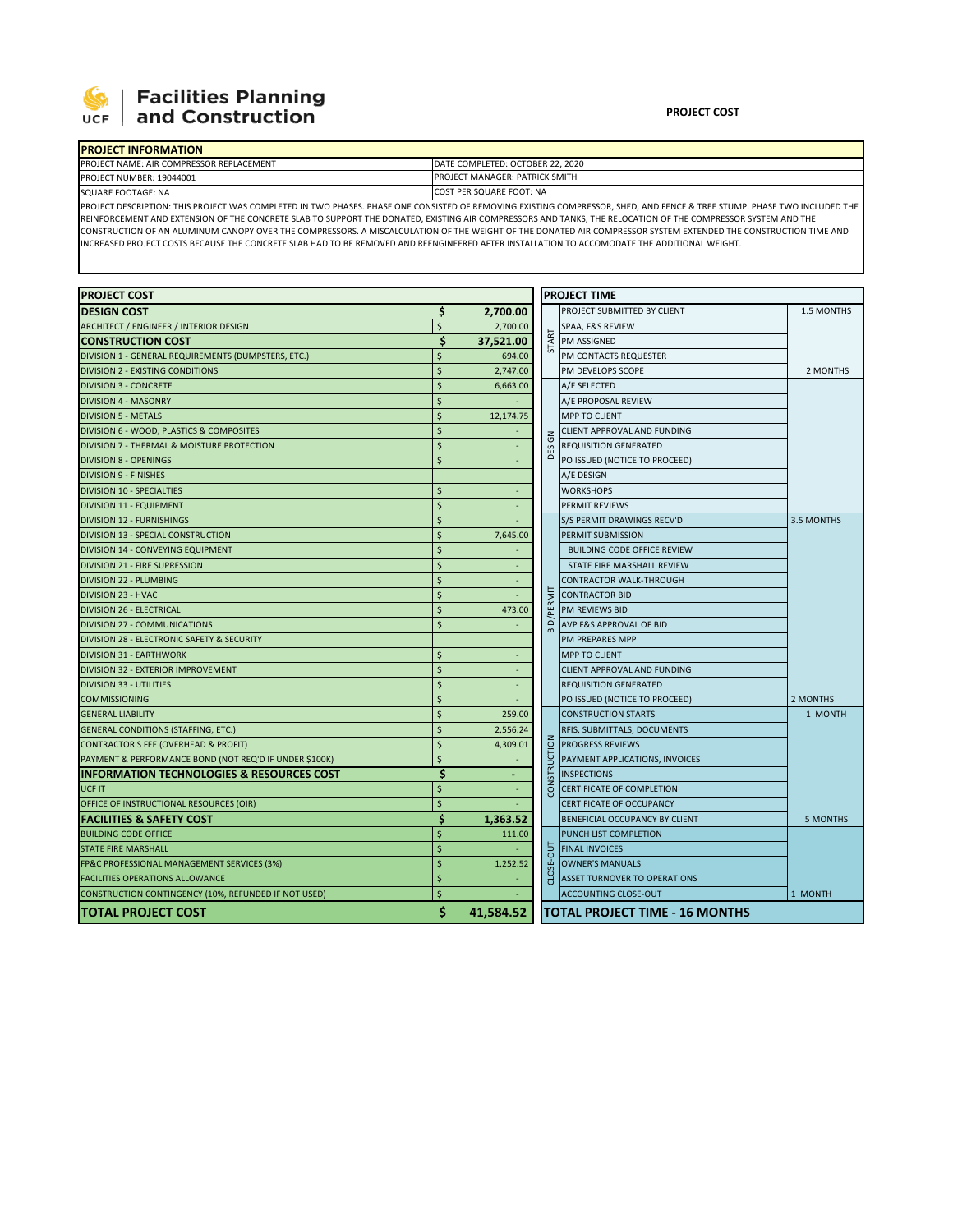**Facilities Planning and Construction**

**PROJECT COST**

| **PROJECT INFORMATION** | |
|---|---|
| PROJECT NAME: AIR COMPRESSOR REPLACEMENT | DATE COMPLETED: OCTOBER 22, 2020 |
| PROJECT NUMBER: 19044001 | PROJECT MANAGER: PATRICK SMITH |
| SQUARE FOOTAGE: NA | COST PER SQUARE FOOT: NA |

PROJECT DESCRIPTION: THIS PROJECT WAS COMPLETED IN TWO PHASES. PHASE ONE CONSISTED OF REMOVING EXISTING COMPRESSOR, SHED, AND FENCE & TREE STUMP. PHASE TWO INCLUDED THE REINFORCEMENT AND EXTENSION OF THE CONCRETE SLAB TO SUPPORT THE DONATED, EXISTING AIR COMPRESSORS AND TANKS, THE RELOCATION OF THE COMPRESSOR SYSTEM AND THE CONSTRUCTION OF AN ALUMINUM CANOPY OVER THE COMPRESSORS. A MISCALCULATION OF THE WEIGHT OF THE DONATED AIR COMPRESSOR SYSTEM EXTENDED THE CONSTRUCTION TIME AND INCREASED PROJECT COSTS BECAUSE THE CONCRETE SLAB HAD TO BE REMOVED AND REENGINEERED AFTER INSTALLATION TO ACCOMODATE THE ADDITIONAL WEIGHT.

| **PROJECT COST** | | |
|---|---|---|
| **DESIGN COST** | **$** | **2,700.00** |
| ARCHITECT / ENGINEER / INTERIOR DESIGN | $ | 2,700.00 |
| **CONSTRUCTION COST** | **$** | **37,521.00** |
| DIVISION 1 - GENERAL REQUIREMENTS (DUMPSTERS, ETC.) | $ | 694.00 |
| DIVISION 2 - EXISTING CONDITIONS | $ | 2,747.00 |
| DIVISION 3 - CONCRETE | $ | 6,663.00 |
| DIVISION 4 - MASONRY | $ | - |
| DIVISION 5 - METALS | $ | 12,174.75 |
| DIVISION 6 - WOOD, PLASTICS & COMPOSITES | $ | - |
| DIVISION 7 - THERMAL & MOISTURE PROTECTION | $ | - |
| DIVISION 8 - OPENINGS | $ | - |
| DIVISION 9 - FINISHES | | |
| DIVISION 10 - SPECIALTIES | $ | - |
| DIVISION 11 - EQUIPMENT | $ | - |
| DIVISION 12 - FURNISHINGS | $ | - |
| DIVISION 13 - SPECIAL CONSTRUCTION | $ | 7,645.00 |
| DIVISION 14 - CONVEYING EQUIPMENT | $ | - |
| DIVISION 21 - FIRE SUPRESSION | $ | - |
| DIVISION 22 - PLUMBING | $ | - |
| DIVISION 23 - HVAC | $ | - |
| DIVISION 26 - ELECTRICAL | $ | 473.00 |
| DIVISION 27 - COMMUNICATIONS | $ | - |
| DIVISION 28 - ELECTRONIC SAFETY & SECURITY | | |
| DIVISION 31 - EARTHWORK | $ | - |
| DIVISION 32 - EXTERIOR IMPROVEMENT | $ | - |
| DIVISION 33 - UTILITIES | $ | - |
| COMMISSIONING | $ | - |
| GENERAL LIABILITY | $ | 259.00 |
| GENERAL CONDITIONS (STAFFING, ETC.) | $ | 2,556.24 |
| CONTRACTOR'S FEE (OVERHEAD & PROFIT) | $ | 4,309.01 |
| PAYMENT & PERFORMANCE BOND (NOT REQ'D IF UNDER $100K) | $ | - |
| **INFORMATION TECHNOLOGIES & RESOURCES COST** | **$** | **-** |
| UCF IT | $ | - |
| OFFICE OF INSTRUCTIONAL RESOURCES (OIR) | $ | - |
| **FACILITIES & SAFETY COST** | **$** | **1,363.52** |
| BUILDING CODE OFFICE | $ | 111.00 |
| STATE FIRE MARSHALL | $ | - |
| FP&C PROFESSIONAL MANAGEMENT SERVICES (3%) | $ | 1,252.52 |
| FACILITIES OPERATIONS ALLOWANCE | $ | - |
| CONSTRUCTION CONTINGENCY (10%, REFUNDED IF NOT USED) | $ | - |
| **TOTAL PROJECT COST** | **$** | **41,584.52** |

| **PROJECT TIME** | | |
|---|---|---|
| START | PROJECT SUBMITTED BY CLIENT | 1.5 MONTHS |
| | SPAA, F&S REVIEW | |
| | PM ASSIGNED | |
| | PM CONTACTS REQUESTER | |
| | PM DEVELOPS SCOPE | 2 MONTHS |
| DESIGN | A/E SELECTED | |
| | A/E PROPOSAL REVIEW | |
| | MPP TO CLIENT | |
| | CLIENT APPROVAL AND FUNDING | |
| | REQUISITION GENERATED | |
| | PO ISSUED (NOTICE TO PROCEED) | |
| | A/E DESIGN | |
| | WORKSHOPS | |
| | PERMIT REVIEWS | |
| BID/PERMIT | S/S PERMIT DRAWINGS RECV'D | 3.5 MONTHS |
| | PERMIT SUBMISSION | |
| | BUILDING CODE OFFICE REVIEW | |
| | STATE FIRE MARSHALL REVIEW | |
| | CONTRACTOR WALK-THROUGH | |
| | CONTRACTOR BID | |
| | PM REVIEWS BID | |
| | AVP F&S APPROVAL OF BID | |
| | PM PREPARES MPP | |
| | MPP TO CLIENT | |
| | CLIENT APPROVAL AND FUNDING | |
| | REQUISITION GENERATED | |
| | PO ISSUED (NOTICE TO PROCEED) | 2 MONTHS |
| CONSTRUCTION | CONSTRUCTION STARTS | 1 MONTH |
| | RFIS, SUBMITTALS, DOCUMENTS | |
| | PROGRESS REVIEWS | |
| | PAYMENT APPLICATIONS, INVOICES | |
| | INSPECTIONS | |
| | CERTIFICATE OF COMPLETION | |
| | CERTIFICATE OF OCCUPANCY | |
| | BENEFICIAL OCCUPANCY BY CLIENT | 5 MONTHS |
| CLOSE-OUT | PUNCH LIST COMPLETION | |
| | FINAL INVOICES | |
| | OWNER'S MANUALS | |
| | ASSET TURNOVER TO OPERATIONS | |
| | ACCOUNTING CLOSE-OUT | 1 MONTH |
| **TOTAL PROJECT TIME - 16 MONTHS** | | |